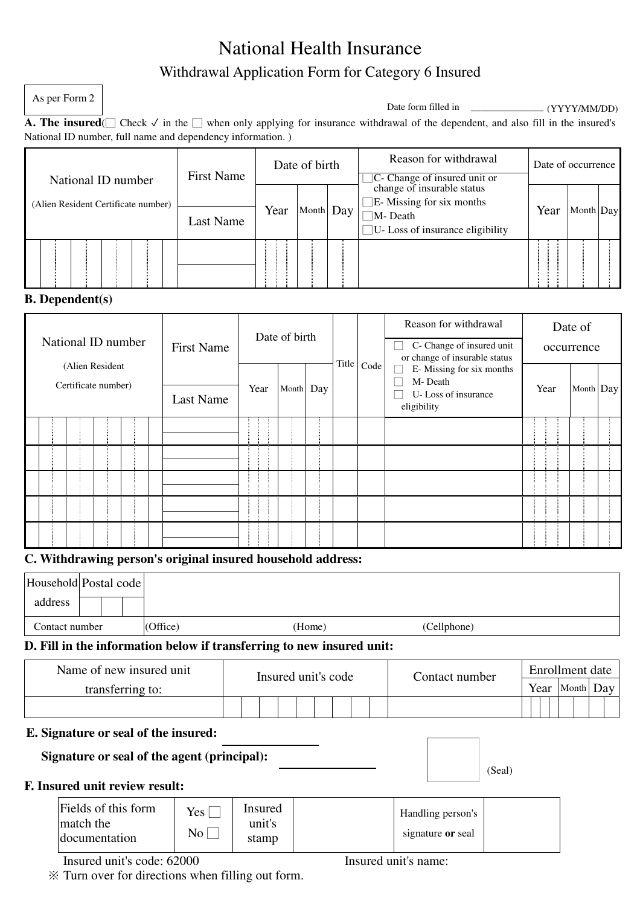# National Health Insurance

## Withdrawal Application Form for Category 6 Insured

As per Form 2

Date form filled in _______________ (YYYY/MM/DD)

**A. The insured**(☐ Check ✓ in the ☐ when only applying for insurance withdrawal of the dependent, and also fill in the insured's National ID number, full name and dependency information. )

| National ID number (Alien Resident Certificate number) | First Name / Last Name | Date of birth | | | Reason for withdrawal | Date of occurrence | | |
|---|---|---|---|---|---|---|---|---|
| | | Year | Month | Day | ☐C- Change of insured unit or change of insurable status<br>☐E- Missing for six months<br>☐M- Death<br>☐U- Loss of insurance eligibility | Year | Month | Day |
| | | | | | | | | |

**B. Dependent(s)**

| National ID number (Alien Resident Certificate number) | First Name / Last Name | Date of birth | | | Title | Code | Reason for withdrawal | Date of occurrence | | |
|---|---|---|---|---|---|---|---|---|---|---|
| | | Year | Month | Day | | | ☐ C- Change of insured unit or change of insurable status<br>☐ E- Missing for six months<br>☐ M- Death<br>☐ U- Loss of insurance eligibility | Year | Month | Day |
| | | | | | | | | | | |
| | | | | | | | | | | |
| | | | | | | | | | | |
| | | | | | | | | | | |
| | | | | | | | | | | |

**C. Withdrawing person's original insured household address:**

| Household address | Postal code | |
|---|---|---|
| Contact number | (Office) (Home) (Cellphone) | |

**D. Fill in the information below if transferring to new insured unit:**

| Name of new insured unit transferring to: | Insured unit's code | Contact number | Enrollment date | | |
|---|---|---|---|---|---|
| | | | Year | Month | Day |
| | | | | | |

**E. Signature or seal of the insured:** ______________

**Signature or seal of the agent (principal):** ______________

(Seal)

**F. Insured unit review result:**

| Fields of this form match the documentation | Yes ☐<br>No ☐ | Insured unit's stamp | | Handling person's signature **or** seal | |
|---|---|---|---|---|---|

Insured unit's code: 62000 Insured unit's name:

※ Turn over for directions when filling out form.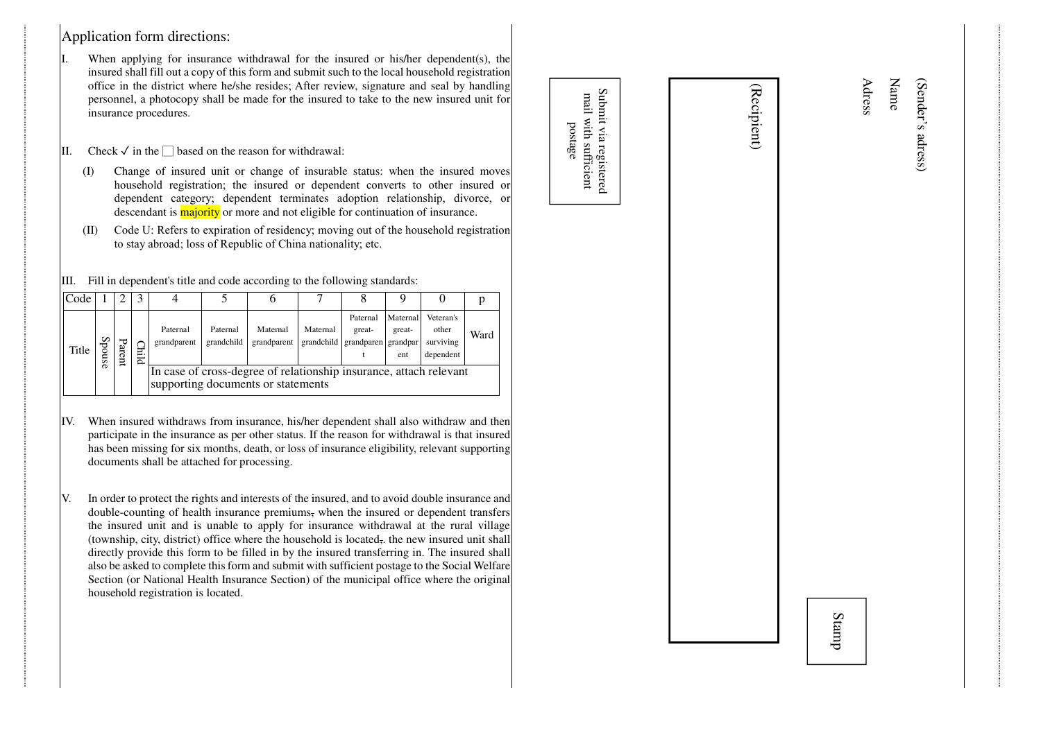## Application form directions:

I. When applying for insurance withdrawal for the insured or his/her dependent(s), the insured shall fill out a copy of this form and submit such to the local household registration office in the district where he/she resides; After review, signature and seal by handling personnel, a photocopy shall be made for the insured to take to the new insured unit for insurance procedures.

II. Check ✓ in the ☐ based on the reason for withdrawal:

(I) Change of insured unit or change of insurable status: when the insured moves household registration; the insured or dependent converts to other insured or dependent category; dependent terminates adoption relationship, divorce, or descendant is majority or more and not eligible for continuation of insurance.

(II) Code U: Refers to expiration of residency; moving out of the household registration to stay abroad; loss of Republic of China nationality; etc.

III. Fill in dependent's title and code according to the following standards:

| Code | 1 | 2 | 3 | 4 | 5 | 6 | 7 | 8 | 9 | 0 | p |
|---|---|---|---|---|---|---|---|---|---|---|---|
| Title | Spouse | Parent | Child | Paternal grandparent | Paternal grandchild | Maternal grandparent | Maternal grandchild | Paternal great-grandparent | Maternal great-grandparent | Veteran's other surviving dependent | Ward |
| | | | | In case of cross-degree of relationship insurance, attach relevant supporting documents or statements | | | | | | | |

IV. When insured withdraws from insurance, his/her dependent shall also withdraw and then participate in the insurance as per other status. If the reason for withdrawal is that insured has been missing for six months, death, or loss of insurance eligibility, relevant supporting documents shall be attached for processing.

V. In order to protect the rights and interests of the insured, and to avoid double insurance and double-counting of health insurance premiums, when the insured or dependent transfers the insured unit and is unable to apply for insurance withdrawal at the rural village (township, city, district) office where the household is located, the new insured unit shall directly provide this form to be filled in by the insured transferring in. The insured shall also be asked to complete this form and submit with sufficient postage to the Social Welfare Section (or National Health Insurance Section) of the municipal office where the original household registration is located.

(Sender's adress)

Name

Adress

Stamp

(Recipient)

Submit via registered mail with sufficient postage